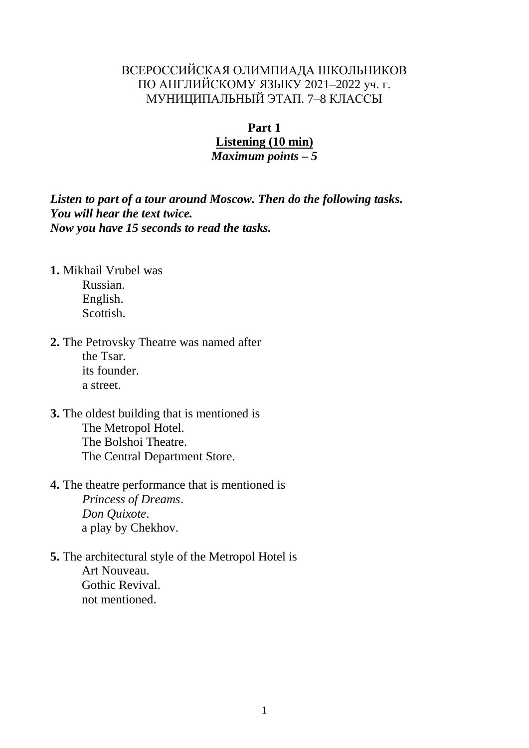ВСЕРОССИЙСКАЯ ОЛИМПИАДА ШКОЛЬНИКОВ
ПО АНГЛИЙСКОМУ ЯЗЫКУ 2021–2022 уч. г.
МУНИЦИПАЛЬНЫЙ ЭТАП. 7–8 КЛАССЫ

**Part 1**
**Listening (10 min)**
***Maximum points – 5***

***Listen to part of a tour around Moscow. Then do the following tasks.***
***You will hear the text twice.***
***Now you have 15 seconds to read the tasks.***

**1.** Mikhail Vrubel was
  Russian.
  English.
  Scottish.

**2.** The Petrovsky Theatre was named after
  the Tsar.
  its founder.
  a street.

**3.** The oldest building that is mentioned is
  The Metropol Hotel.
  The Bolshoi Theatre.
  The Central Department Store.

**4.** The theatre performance that is mentioned is
  *Princess of Dreams*.
  *Don Quixote*.
  a play by Chekhov.

**5.** The architectural style of the Metropol Hotel is
  Art Nouveau.
  Gothic Revival.
  not mentioned.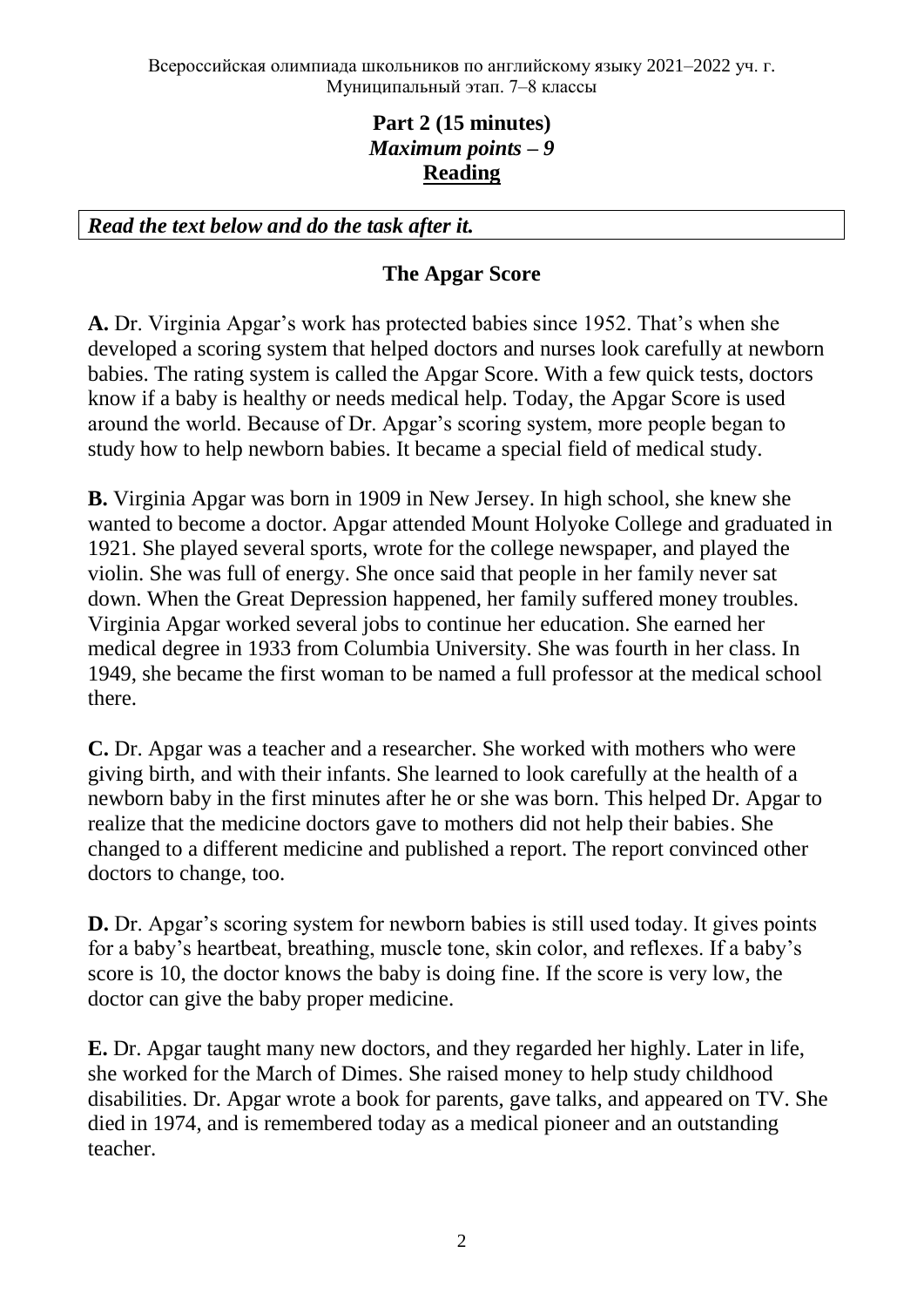**Part 2 (15 minutes)**
***Maximum points – 9***
**Reading**

***Read the text below and do the task after it.***

## The Apgar Score

**A.** Dr. Virginia Apgar's work has protected babies since 1952. That's when she developed a scoring system that helped doctors and nurses look carefully at newborn babies. The rating system is called the Apgar Score. With a few quick tests, doctors know if a baby is healthy or needs medical help. Today, the Apgar Score is used around the world. Because of Dr. Apgar's scoring system, more people began to study how to help newborn babies. It became a special field of medical study.

**B.** Virginia Apgar was born in 1909 in New Jersey. In high school, she knew she wanted to become a doctor. Apgar attended Mount Holyoke College and graduated in 1921. She played several sports, wrote for the college newspaper, and played the violin. She was full of energy. She once said that people in her family never sat down. When the Great Depression happened, her family suffered money troubles. Virginia Apgar worked several jobs to continue her education. She earned her medical degree in 1933 from Columbia University. She was fourth in her class. In 1949, she became the first woman to be named a full professor at the medical school there.

**C.** Dr. Apgar was a teacher and a researcher. She worked with mothers who were giving birth, and with their infants. She learned to look carefully at the health of a newborn baby in the first minutes after he or she was born. This helped Dr. Apgar to realize that the medicine doctors gave to mothers did not help their babies. She changed to a different medicine and published a report. The report convinced other doctors to change, too.

**D.** Dr. Apgar's scoring system for newborn babies is still used today. It gives points for a baby's heartbeat, breathing, muscle tone, skin color, and reflexes. If a baby's score is 10, the doctor knows the baby is doing fine. If the score is very low, the doctor can give the baby proper medicine.

**E.** Dr. Apgar taught many new doctors, and they regarded her highly. Later in life, she worked for the March of Dimes. She raised money to help study childhood disabilities. Dr. Apgar wrote a book for parents, gave talks, and appeared on TV. She died in 1974, and is remembered today as a medical pioneer and an outstanding teacher.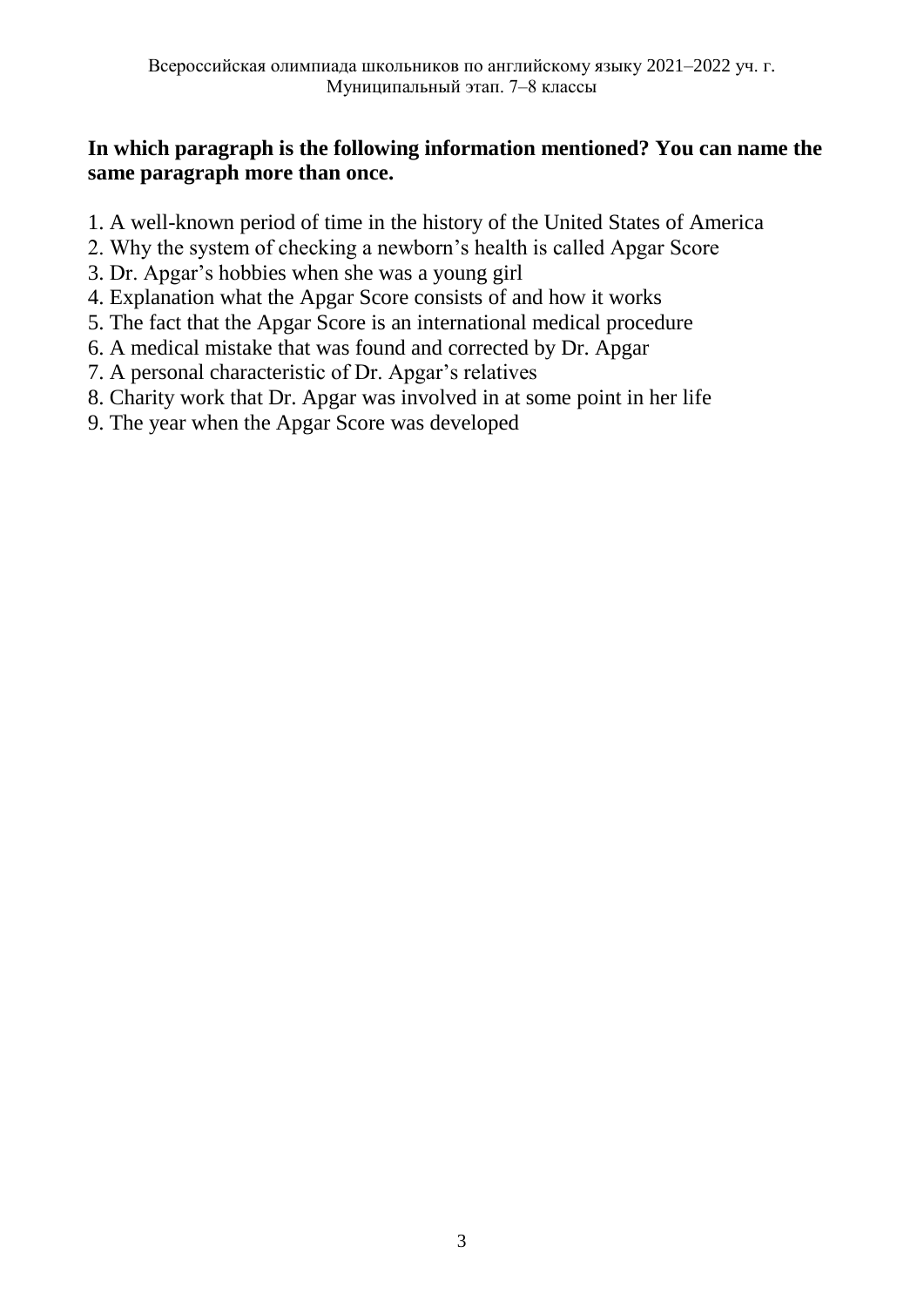**In which paragraph is the following information mentioned? You can name the same paragraph more than once.**

1. A well-known period of time in the history of the United States of America
2. Why the system of checking a newborn's health is called Apgar Score
3. Dr. Apgar's hobbies when she was a young girl
4. Explanation what the Apgar Score consists of and how it works
5. The fact that the Apgar Score is an international medical procedure
6. A medical mistake that was found and corrected by Dr. Apgar
7. A personal characteristic of Dr. Apgar's relatives
8. Charity work that Dr. Apgar was involved in at some point in her life
9. The year when the Apgar Score was developed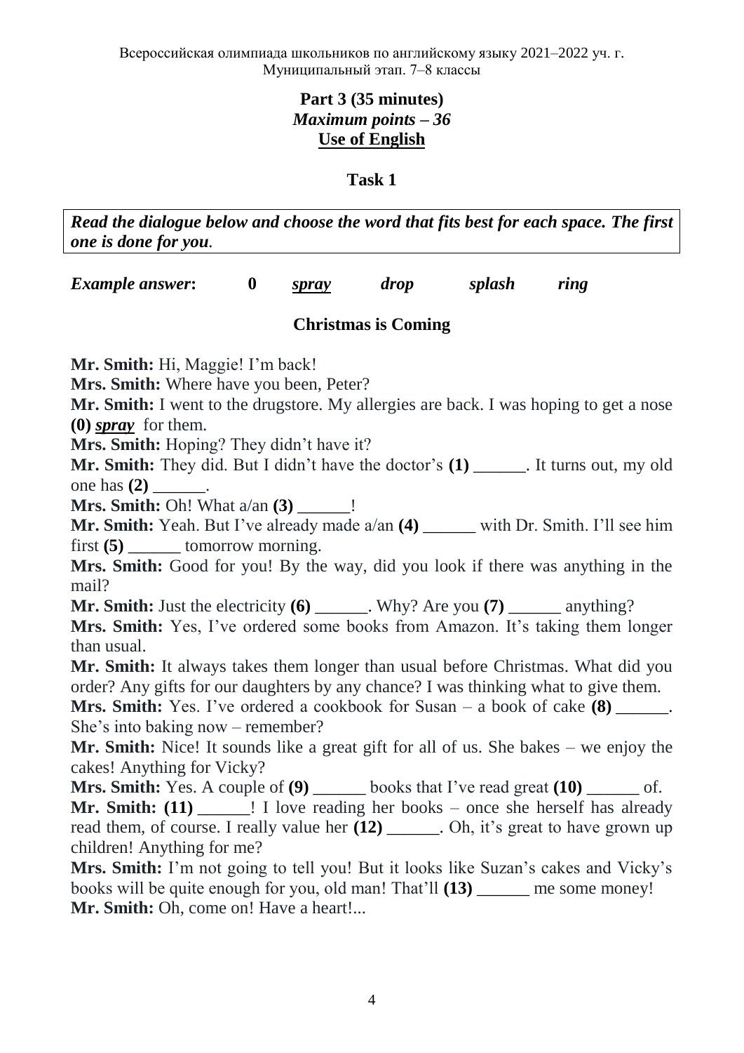Всероссийская олимпиада школьников по английскому языку 2021–2022 уч. г.
Муниципальный этап. 7–8 классы

**Part 3 (35 minutes)**
***Maximum points – 36***
**Use of English**

**Task 1**

***Read the dialogue below and choose the word that fits best for each space. The first one is done for you.***

***Example answer*:** **0** ***spray*** ***drop*** ***splash*** ***ring***

**Christmas is Coming**

**Mr. Smith:** Hi, Maggie! I'm back!

**Mrs. Smith:** Where have you been, Peter?

**Mr. Smith:** I went to the drugstore. My allergies are back. I was hoping to get a nose **(0)** ***spray*** for them.

**Mrs. Smith:** Hoping? They didn't have it?

**Mr. Smith:** They did. But I didn't have the doctor's **(1)** ______. It turns out, my old one has **(2)** ______.

**Mrs. Smith:** Oh! What a/an **(3)** ______!

**Mr. Smith:** Yeah. But I've already made a/an **(4)** ______ with Dr. Smith. I'll see him first **(5)** ______ tomorrow morning.

**Mrs. Smith:** Good for you! By the way, did you look if there was anything in the mail?

**Mr. Smith:** Just the electricity **(6)** ______. Why? Are you **(7)** ______ anything?

**Mrs. Smith:** Yes, I've ordered some books from Amazon. It's taking them longer than usual.

**Mr. Smith:** It always takes them longer than usual before Christmas. What did you order? Any gifts for our daughters by any chance? I was thinking what to give them.

**Mrs. Smith:** Yes. I've ordered a cookbook for Susan – a book of cake **(8)** ______. She's into baking now – remember?

**Mr. Smith:** Nice! It sounds like a great gift for all of us. She bakes – we enjoy the cakes! Anything for Vicky?

**Mrs. Smith:** Yes. A couple of **(9)** ______ books that I've read great **(10)** ______ of.

**Mr. Smith:** **(11)** ______! I love reading her books – once she herself has already read them, of course. I really value her **(12)** ______. Oh, it's great to have grown up children! Anything for me?

**Mrs. Smith:** I'm not going to tell you! But it looks like Suzan's cakes and Vicky's books will be quite enough for you, old man! That'll **(13)** ______ me some money!

**Mr. Smith:** Oh, come on! Have a heart!...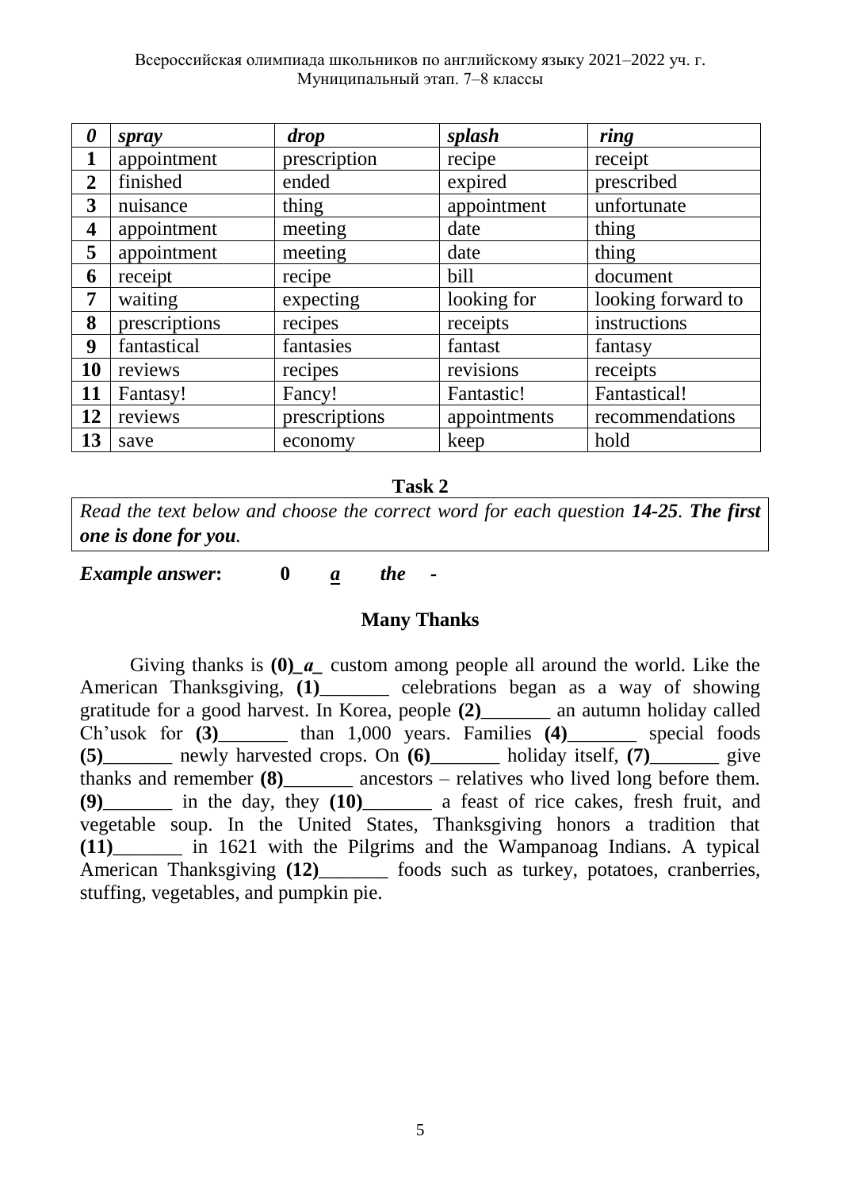| *0* | *spray* | *drop* | *splash* | *ring* |
|---|---|---|---|---|
| **1** | appointment | prescription | recipe | receipt |
| **2** | finished | ended | expired | prescribed |
| **3** | nuisance | thing | appointment | unfortunate |
| **4** | appointment | meeting | date | thing |
| **5** | appointment | meeting | date | thing |
| **6** | receipt | recipe | bill | document |
| **7** | waiting | expecting | looking for | looking forward to |
| **8** | prescriptions | recipes | receipts | instructions |
| **9** | fantastical | fantasies | fantast | fantasy |
| **10** | reviews | recipes | revisions | receipts |
| **11** | Fantasy! | Fancy! | Fantastic! | Fantastical! |
| **12** | reviews | prescriptions | appointments | recommendations |
| **13** | save | economy | keep | hold |

## Task 2

*Read the text below and choose the correct word for each question **14-25**. **The first one is done for you**.*

***Example answer*:** **0** ***a*** *the* **-**

### Many Thanks

Giving thanks is **(0)**_*a*_ custom among people all around the world. Like the American Thanksgiving, **(1)**_______ celebrations began as a way of showing gratitude for a good harvest. In Korea, people **(2)**_______ an autumn holiday called Ch'usok for **(3)**_______ than 1,000 years. Families **(4)**_______ special foods **(5)**_______ newly harvested crops. On **(6)**_______ holiday itself, **(7)**_______ give thanks and remember **(8)**_______ ancestors – relatives who lived long before them. **(9)**_______ in the day, they **(10)**_______ a feast of rice cakes, fresh fruit, and vegetable soup. In the United States, Thanksgiving honors a tradition that **(11)**_______ in 1621 with the Pilgrims and the Wampanoag Indians. A typical American Thanksgiving **(12)**_______ foods such as turkey, potatoes, cranberries, stuffing, vegetables, and pumpkin pie.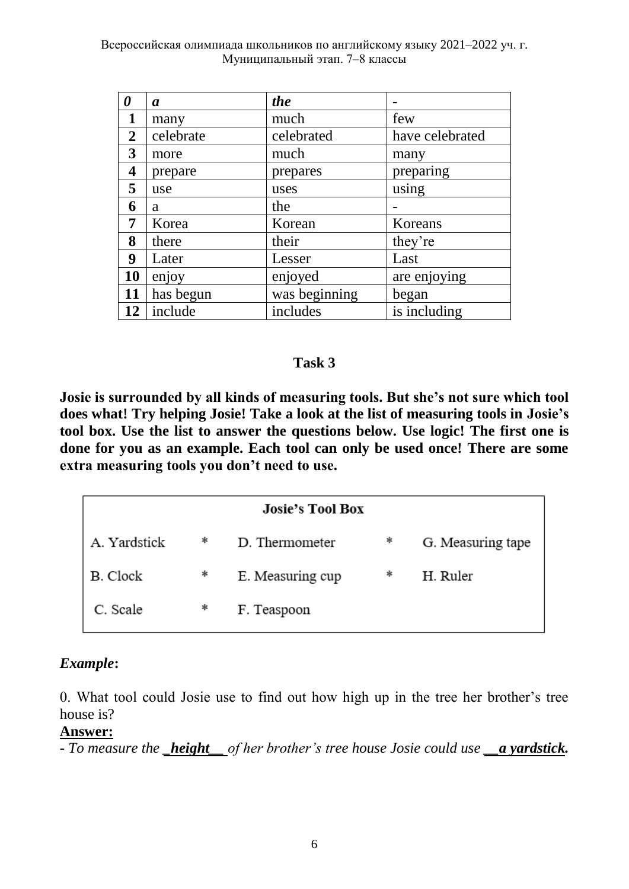| *0* | *a* | *the* | *-* |
|---|---|---|---|
| **1** | many | much | few |
| **2** | celebrate | celebrated | have celebrated |
| **3** | more | much | many |
| **4** | prepare | prepares | preparing |
| **5** | use | uses | using |
| **6** | a | the | - |
| **7** | Korea | Korean | Koreans |
| **8** | there | their | they're |
| **9** | Later | Lesser | Last |
| **10** | enjoy | enjoyed | are enjoying |
| **11** | has begun | was beginning | began |
| **12** | include | includes | is including |

## Task 3

**Josie is surrounded by all kinds of measuring tools. But she's not sure which tool does what! Try helping Josie! Take a look at the list of measuring tools in Josie's tool box. Use the list to answer the questions below. Use logic! The first one is done for you as an example. Each tool can only be used once! There are some extra measuring tools you don't need to use.**

| **Josie's Tool Box** | | | | |
|---|---|---|---|---|
| A. Yardstick | * | D. Thermometer | * | G. Measuring tape |
| B. Clock | * | E. Measuring cup | * | H. Ruler |
| C. Scale | * | F. Teaspoon | | |

***Example*:**

0. What tool could Josie use to find out how high up in the tree her brother's tree house is?

**Answer:**

- *To measure the* ***_height__*** *of her brother's tree house Josie could use* ***__a yardstick.***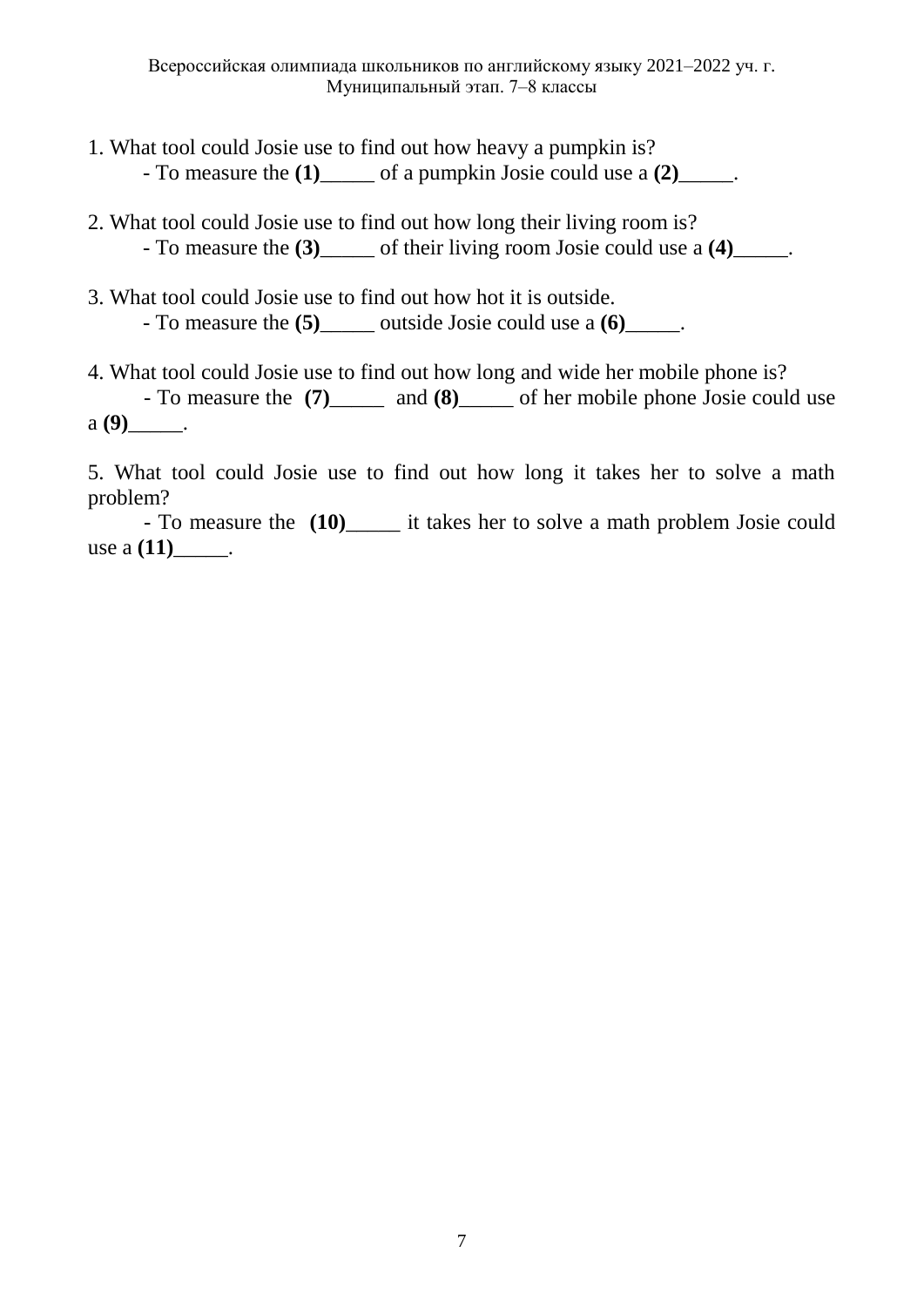1. What tool could Josie use to find out how heavy a pumpkin is?

- To measure the **(1)**_____ of a pumpkin Josie could use a **(2)**_____.

2. What tool could Josie use to find out how long their living room is?

- To measure the **(3)**_____ of their living room Josie could use a **(4)**_____.

3. What tool could Josie use to find out how hot it is outside.

- To measure the **(5)**_____ outside Josie could use a **(6)**_____.

4. What tool could Josie use to find out how long and wide her mobile phone is?

- To measure the **(7)**_____ and **(8)**_____ of her mobile phone Josie could use a **(9)**_____.

5. What tool could Josie use to find out how long it takes her to solve a math problem?

- To measure the **(10)**_____ it takes her to solve a math problem Josie could use a **(11)**_____.